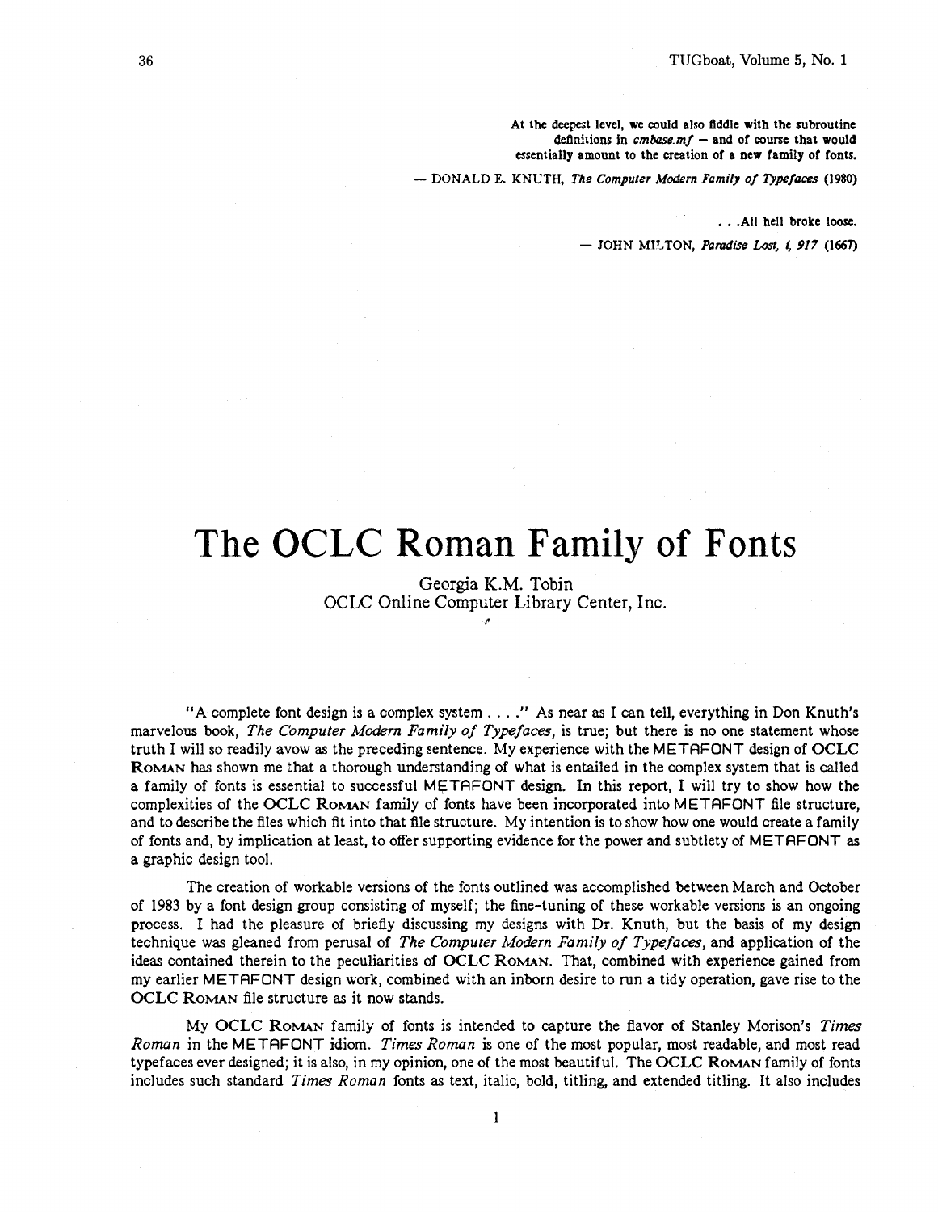At the deepest level, we could also fiddle with the subroutine definitions in *cmbase.mf* — and of course that would essentially amount to the creation of a new family of fonts.

— DONALD E. KNUTH, *The Computer Modern Family of Typefaces* (1980)

. . .All hell broke loose.

— JOHN MILTON, *Paradise Lost, i, 917* (1667)

# The OCLC Roman Family of Fonts

Georgia K.M. Tobin
OCLC Online Computer Library Center, Inc.

"A complete font design is a complex system . . . ." As near as I can tell, everything in Don Knuth's marvelous book, *The Computer Modern Family of Typefaces*, is true; but there is no one statement whose truth I will so readily avow as the preceding sentence. My experience with the METAFONT design of OCLC ROMAN has shown me that a thorough understanding of what is entailed in the complex system that is called a family of fonts is essential to successful METAFONT design. In this report, I will try to show how the complexities of the OCLC ROMAN family of fonts have been incorporated into METAFONT file structure, and to describe the files which fit into that file structure. My intention is to show how one would create a family of fonts and, by implication at least, to offer supporting evidence for the power and subtlety of METAFONT as a graphic design tool.

The creation of workable versions of the fonts outlined was accomplished between March and October of 1983 by a font design group consisting of myself; the fine-tuning of these workable versions is an ongoing process. I had the pleasure of briefly discussing my designs with Dr. Knuth, but the basis of my design technique was gleaned from perusal of *The Computer Modern Family of Typefaces*, and application of the ideas contained therein to the peculiarities of OCLC ROMAN. That, combined with experience gained from my earlier METAFONT design work, combined with an inborn desire to run a tidy operation, gave rise to the OCLC ROMAN file structure as it now stands.

My OCLC ROMAN family of fonts is intended to capture the flavor of Stanley Morison's *Times Roman* in the METAFONT idiom. *Times Roman* is one of the most popular, most readable, and most read typefaces ever designed; it is also, in my opinion, one of the most beautiful. The OCLC ROMAN family of fonts includes such standard *Times Roman* fonts as text, italic, bold, titling, and extended titling. It also includes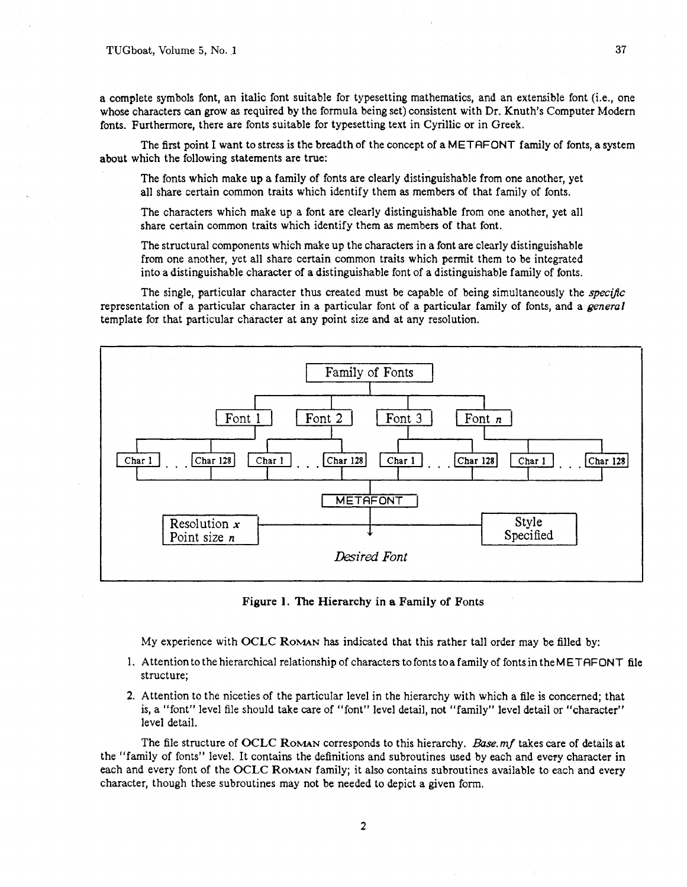a complete symbols font, an italic font suitable for typesetting mathematics, and an extensible font (i.e., one whose characters can grow as required by the formula being set) consistent with Dr. Knuth's Computer Modern fonts. Furthermore, there are fonts suitable for typesetting text in Cyrillic or in Greek.

The first point I want to stress is the breadth of the concept of a METAFONT family of fonts, a system about which the following statements are true:

> The fonts which make up a family of fonts are clearly distinguishable from one another, yet all share certain common traits which identify them as members of that family of fonts.
>
> The characters which make up a font are clearly distinguishable from one another, yet all share certain common traits which identify them as members of that font.
>
> The structural components which make up the characters in a font are clearly distinguishable from one another, yet all share certain common traits which permit them to be integrated into a distinguishable character of a distinguishable font of a distinguishable family of fonts.

The single, particular character thus created must be capable of being simultaneously the *specific* representation of a particular character in a particular font of a particular family of fonts, and a *general* template for that particular character at any point size and at any resolution.

**Figure 1. The Hierarchy in a Family of Fonts**

My experience with OCLC ROMAN has indicated that this rather tall order may be filled by:

1. Attention to the hierarchical relationship of characters to fonts to a family of fonts in the METAFONT file structure;
2. Attention to the niceties of the particular level in the hierarchy with which a file is concerned; that is, a "font" level file should take care of "font" level detail, not "family" level detail or "character" level detail.

The file structure of OCLC ROMAN corresponds to this hierarchy. *Base.mf* takes care of details at the "family of fonts" level. It contains the definitions and subroutines used by each and every character in each and every font of the OCLC ROMAN family; it also contains subroutines available to each and every character, though these subroutines may not be needed to depict a given form.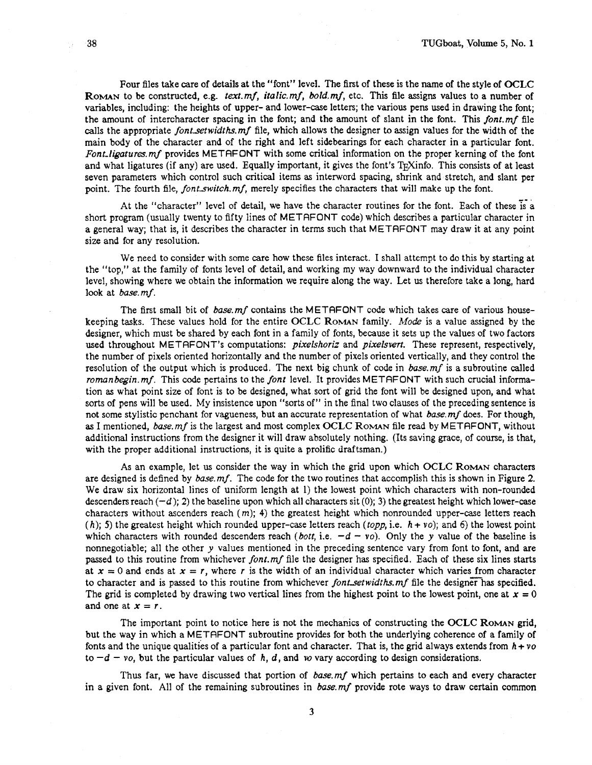Four files take care of details at the "font" level. The first of these is the name of the style of OCLC ROMAN to be constructed, e.g. *text.mf*, *italic.mf*, *bold.mf*, etc. This file assigns values to a number of variables, including: the heights of upper- and lower-case letters; the various pens used in drawing the font; the amount of intercharacter spacing in the font; and the amount of slant in the font. This *font.mf* file calls the appropriate *font_setwidths.mf* file, which allows the designer to assign values for the width of the main body of the character and of the right and left sidebearings for each character in a particular font. *Font_ligatures.mf* provides METAFONT with some critical information on the proper kerning of the font and what ligatures (if any) are used. Equally important, it gives the font's TEXinfo. This consists of at least seven parameters which control such critical items as interword spacing, shrink and stretch, and slant per point. The fourth file, *font_switch.mf*, merely specifies the characters that will make up the font.

At the "character" level of detail, we have the character routines for the font. Each of these is a short program (usually twenty to fifty lines of METAFONT code) which describes a particular character in a general way; that is, it describes the character in terms such that METAFONT may draw it at any point size and for any resolution.

We need to consider with some care how these files interact. I shall attempt to do this by starting at the "top," at the family of fonts level of detail, and working my way downward to the individual character level, showing where we obtain the information we require along the way. Let us therefore take a long, hard look at *base.mf*.

The first small bit of *base.mf* contains the METAFONT code which takes care of various housekeeping tasks. These values hold for the entire OCLC ROMAN family. *Mode* is a value assigned by the designer, which must be shared by each font in a family of fonts, because it sets up the values of two factors used throughout METAFONT's computations: *pixelshoriz* and *pixelsvert*. These represent, respectively, the number of pixels oriented horizontally and the number of pixels oriented vertically, and they control the resolution of the output which is produced. The next big chunk of code in *base.mf* is a subroutine called *romanbegin.mf*. This code pertains to the *font* level. It provides METAFONT with such crucial information as what point size of font is to be designed, what sort of grid the font will be designed upon, and what sorts of pens will be used. My insistence upon "sorts of" in the final two clauses of the preceding sentence is not some stylistic penchant for vagueness, but an accurate representation of what *base.mf* does. For though, as I mentioned, *base.mf* is the largest and most complex OCLC ROMAN file read by METAFONT, without additional instructions from the designer it will draw absolutely nothing. (Its saving grace, of course, is that, with the proper additional instructions, it is quite a prolific draftsman.)

As an example, let us consider the way in which the grid upon which OCLC ROMAN characters are designed is defined by *base.mf*. The code for the two routines that accomplish this is shown in Figure 2. We draw six horizontal lines of uniform length at 1) the lowest point which characters with non-rounded descenders reach ($-d$); 2) the baseline upon which all characters sit (0); 3) the greatest height which lower-case characters without ascenders reach ($m$); 4) the greatest height which nonrounded upper-case letters reach ($h$); 5) the greatest height which rounded upper-case letters reach (*topp*, i.e. $h + vo$); and 6) the lowest point which characters with rounded descenders reach (*bott*, i.e. $-d - vo$). Only the $y$ value of the baseline is nonnegotiable; all the other $y$ values mentioned in the preceding sentence vary from font to font, and are passed to this routine from whichever *font.mf* file the designer has specified. Each of these six lines starts at $x = 0$ and ends at $x = r$, where $r$ is the width of an individual character which varies from character to character and is passed to this routine from whichever *font_setwidths.mf* file the designer has specified. The grid is completed by drawing two vertical lines from the highest point to the lowest point, one at $x = 0$ and one at $x = r$.

The important point to notice here is not the mechanics of constructing the OCLC ROMAN grid, but the way in which a METAFONT subroutine provides for both the underlying coherence of a family of fonts and the unique qualities of a particular font and character. That is, the grid always extends from $h + vo$ to $-d - vo$, but the particular values of $h$, $d$, and $vo$ vary according to design considerations.

Thus far, we have discussed that portion of *base.mf* which pertains to each and every character in a given font. All of the remaining subroutines in *base.mf* provide rote ways to draw certain common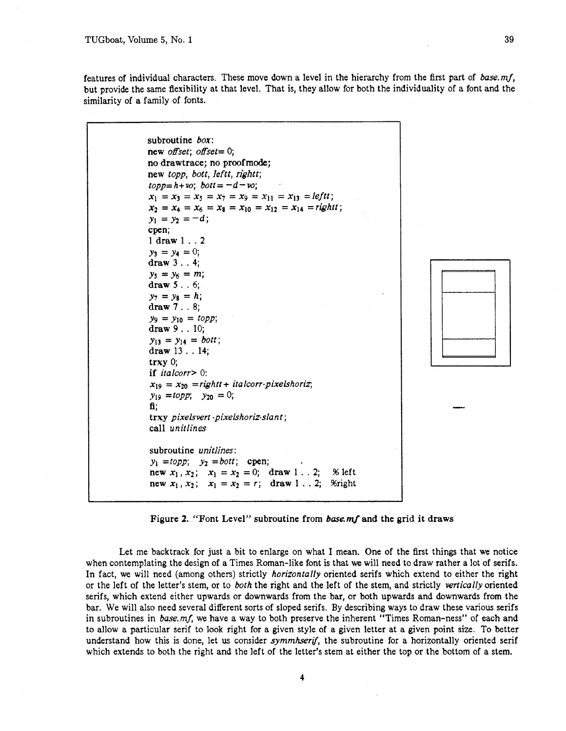features of individual characters. These move down a level in the hierarchy from the first part of *base.mf*, but provide the same flexibility at that level. That is, they allow for both the individuality of a font and the similarity of a family of fonts.

```
subroutine box:
new offset; offset= 0;
no drawtrace; no proofmode;
new topp, bott, leftt, rightt;
topp=h+wo; bott= -d-wo;
x1 = x3 = x5 = x7 = x9 = x11 = x13 = leftt;
x2 = x4 = x6 = x8 = x10 = x12 = x14 = rightt;
y1 = y2 = -d;
cpen;
1 draw 1 . . 2
y3 = y4 = 0;
draw 3 . . 4;
y5 = y6 = m;
draw 5 . . 6;
y7 = y8 = h;
draw 7 . . 8;
y9 = y10 = topp;
draw 9 . . 10;
y13 = y14 = bott;
draw 13 . . 14;
trxy 0;
if italcorr> 0:
x19 = x20 =rightt+ italcorr·pixelshoriz;
y19 =topp;  y20 = 0;
fi;
trxy pixelsvert·pixelshoriz·slant;
call unitlines

subroutine unitlines:
y1 =topp;  y2 =bott;  cpen;
new x1, x2;  x1 = x2 = 0;  draw 1 . . 2;  % left
new x1, x2;  x1 = x2 = r;  draw 1 . . 2;  %right
```

**Figure 2. "Font Level" subroutine from *base.mf* and the grid it draws**

Let me backtrack for just a bit to enlarge on what I mean. One of the first things that we notice when contemplating the design of a Times Roman-like font is that we will need to draw rather a lot of serifs. In fact, we will need (among others) strictly *horizontally* oriented serifs which extend to either the right or the left of the letter's stem, or to *both* the right and the left of the stem, and strictly *vertically* oriented serifs, which extend either upwards or downwards from the bar, or both upwards and downwards from the bar. We will also need several different sorts of sloped serifs. By describing ways to draw these various serifs in subroutines in *base.mf*, we have a way to both preserve the inherent "Times Roman-ness" of each and to allow a particular serif to look right for a given style of a given letter at a given point size. To better understand how this is done, let us consider *symmhserif*, the subroutine for a horizontally oriented serif which extends to both the right and the left of the letter's stem at either the top or the bottom of a stem.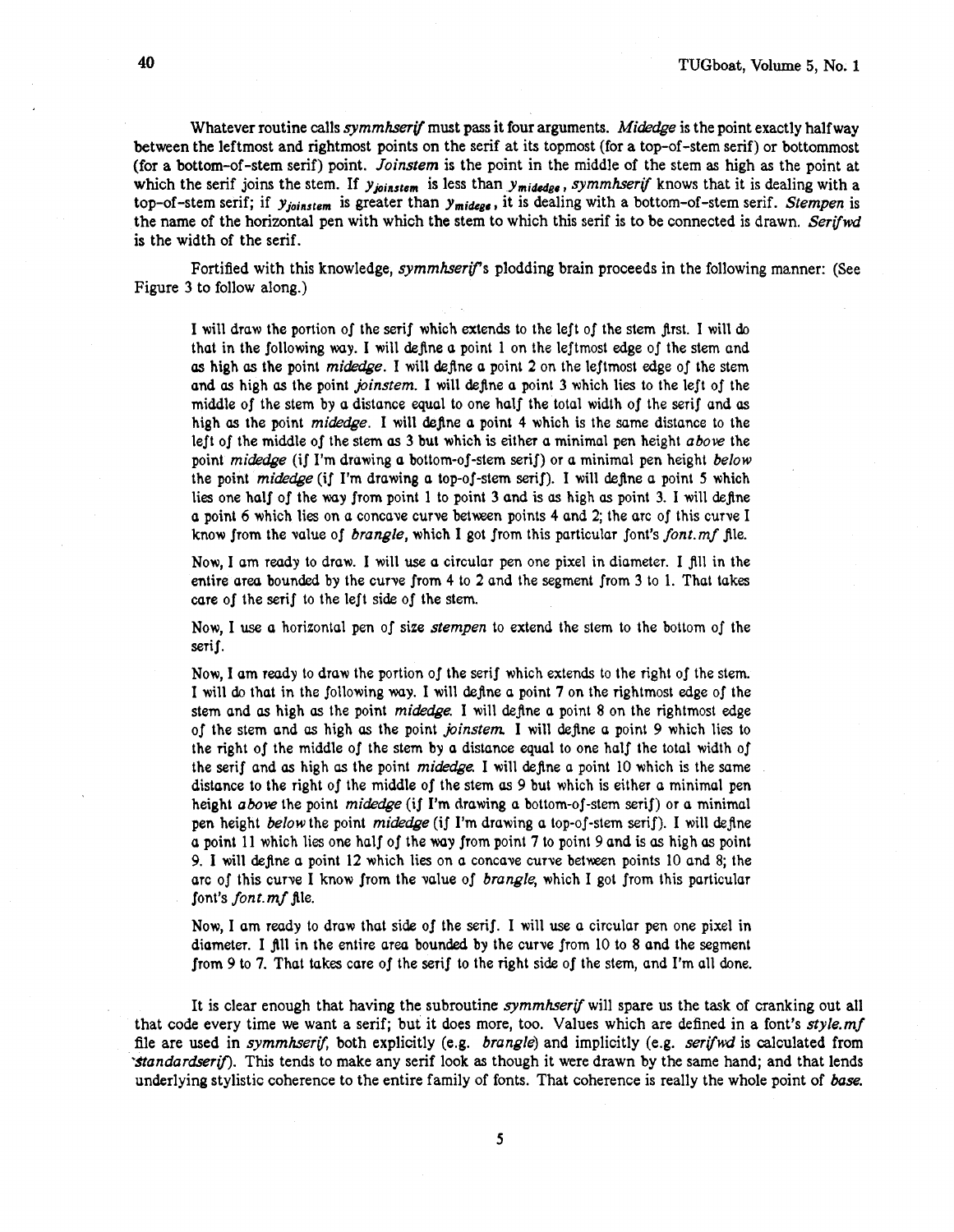Whatever routine calls *symmhserif* must pass it four arguments. *Midedge* is the point exactly halfway between the leftmost and rightmost points on the serif at its topmost (for a top-of-stem serif) or bottommost (for a bottom-of-stem serif) point. *Joinstem* is the point in the middle of the stem as high as the point at which the serif joins the stem. If $y_{joinstem}$ is less than $y_{midedge}$, *symmhserif* knows that it is dealing with a top-of-stem serif; if $y_{joinstem}$ is greater than $y_{midege}$, it is dealing with a bottom-of-stem serif. *Stempen* is the name of the horizontal pen with which the stem to which this serif is to be connected is drawn. *Serifwd* is the width of the serif.

Fortified with this knowledge, *symmhserif*'s plodding brain proceeds in the following manner: (See Figure 3 to follow along.)

> *I will draw the portion of the serif which extends to the left of the stem first. I will do that in the following way. I will define a point 1 on the leftmost edge of the stem and as high as the point* midedge. *I will define a point 2 on the leftmost edge of the stem and as high as the point* joinstem. *I will define a point 3 which lies to the left of the middle of the stem by a distance equal to one half the total width of the serif and as high as the point* midedge. *I will define a point 4 which is the same distance to the left of the middle of the stem as 3 but which is either a minimal pen height* **above** *the point* midedge *(if I'm drawing a bottom-of-stem serif) or a minimal pen height* **below** *the point* midedge *(if I'm drawing a top-of-stem serif). I will define a point 5 which lies one half of the way from point 1 to point 3 and is as high as point 3. I will define a point 6 which lies on a concave curve between points 4 and 2; the arc of this curve I know from the value of* **brangle**, *which I got from this particular font's* font.mf *file.*
>
> *Now, I am ready to draw. I will use a circular pen one pixel in diameter. I fill in the entire area bounded by the curve from 4 to 2 and the segment from 3 to 1. That takes care of the serif to the left side of the stem.*
>
> *Now, I use a horizontal pen of size* stempen *to extend the stem to the bottom of the serif.*
>
> *Now, I am ready to draw the portion of the serif which extends to the right of the stem. I will do that in the following way. I will define a point 7 on the rightmost edge of the stem and as high as the point* midedge. *I will define a point 8 on the rightmost edge of the stem and as high as the point* joinstem. *I will define a point 9 which lies to the right of the middle of the stem by a distance equal to one half the total width of the serif and as high as the point* midedge. *I will define a point 10 which is the same distance to the right of the middle of the stem as 9 but which is either a minimal pen height* **above** *the point* midedge *(if I'm drawing a bottom-of-stem serif) or a minimal pen height* **below** *the point* midedge *(if I'm drawing a top-of-stem serif). I will define a point 11 which lies one half of the way from point 7 to point 9 and is as high as point 9. I will define a point 12 which lies on a concave curve between points 10 and 8; the arc of this curve I know from the value of* **brangle**, *which I got from this particular font's* font.mf *file.*
>
> *Now, I am ready to draw that side of the serif. I will use a circular pen one pixel in diameter. I fill in the entire area bounded by the curve from 10 to 8 and the segment from 9 to 7. That takes care of the serif to the right side of the stem, and I'm all done.*

It is clear enough that having the subroutine *symmhserif* will spare us the task of cranking out all that code every time we want a serif; but it does more, too. Values which are defined in a font's *style.mf* file are used in *symmhserif*, both explicitly (e.g. *brangle*) and implicitly (e.g. *serifwd* is calculated from *standardserif*). This tends to make any serif look as though it were drawn by the same hand; and that lends underlying stylistic coherence to the entire family of fonts. That coherence is really the whole point of *base*.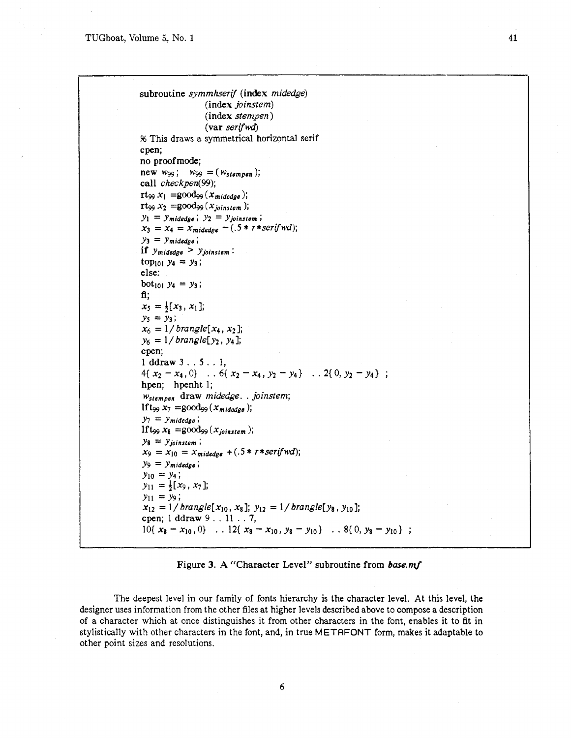```
subroutine symmhserif (index midedge)
              (index joinstem)
              (index stempen)
              (var serifwd)
% This draws a symmetrical horizontal serif
cpen;
no proofmode;
new w99;  w99 = (w_stempen);
call checkpen(99);
rt99 x1 =good99 (x_midedge);
rt99 x2 =good99 (x_joinstem);
y1 = y_midedge; y2 = y_joinstem;
x3 = x4 = x_midedge - (.5 * r*serifwd);
y3 = y_midedge;
if y_midedge > y_joinstem:
top101 y4 = y3;
else:
bot101 y4 = y3;
fi;
x5 = 1/2[x3, x1];
y5 = y3;
x6 = 1/brangle[x4, x2];
y6 = 1/brangle[y2, y4];
cpen;
1 ddraw 3 . . 5 . . 1,
4{ x2 - x4, 0} . . 6{ x2 - x4, y2 - y4} . . 2{ 0, y2 - y4} ;
hpen; hpenht 1;
w_stempen draw midedge. . joinstem;
lft99 x7 =good99 (x_midedge);
y7 = y_midedge;
lft99 x8 =good99 (x_joinstem);
y8 = y_joinstem;
x9 = x10 = x_midedge + (.5 * r*serifwd);
y9 = y_midedge;
y10 = y4;
y11 = 1/2[x9, x7];
y11 = y9;
x12 = 1/brangle[x10, x8]; y12 = 1/brangle[y8, y10];
cpen; 1 ddraw 9 . . 11 . . 7,
10{ x8 - x10, 0} . . 12{ x8 - x10, y8 - y10} . . 8{ 0, y8 - y10} ;
```

Figure 3. A "Character Level" subroutine from *base.mf*

The deepest level in our family of fonts hierarchy is the character level. At this level, the designer uses information from the other files at higher levels described above to compose a description of a character which at once distinguishes it from other characters in the font, enables it to fit in stylistically with other characters in the font, and, in true METAFONT form, makes it adaptable to other point sizes and resolutions.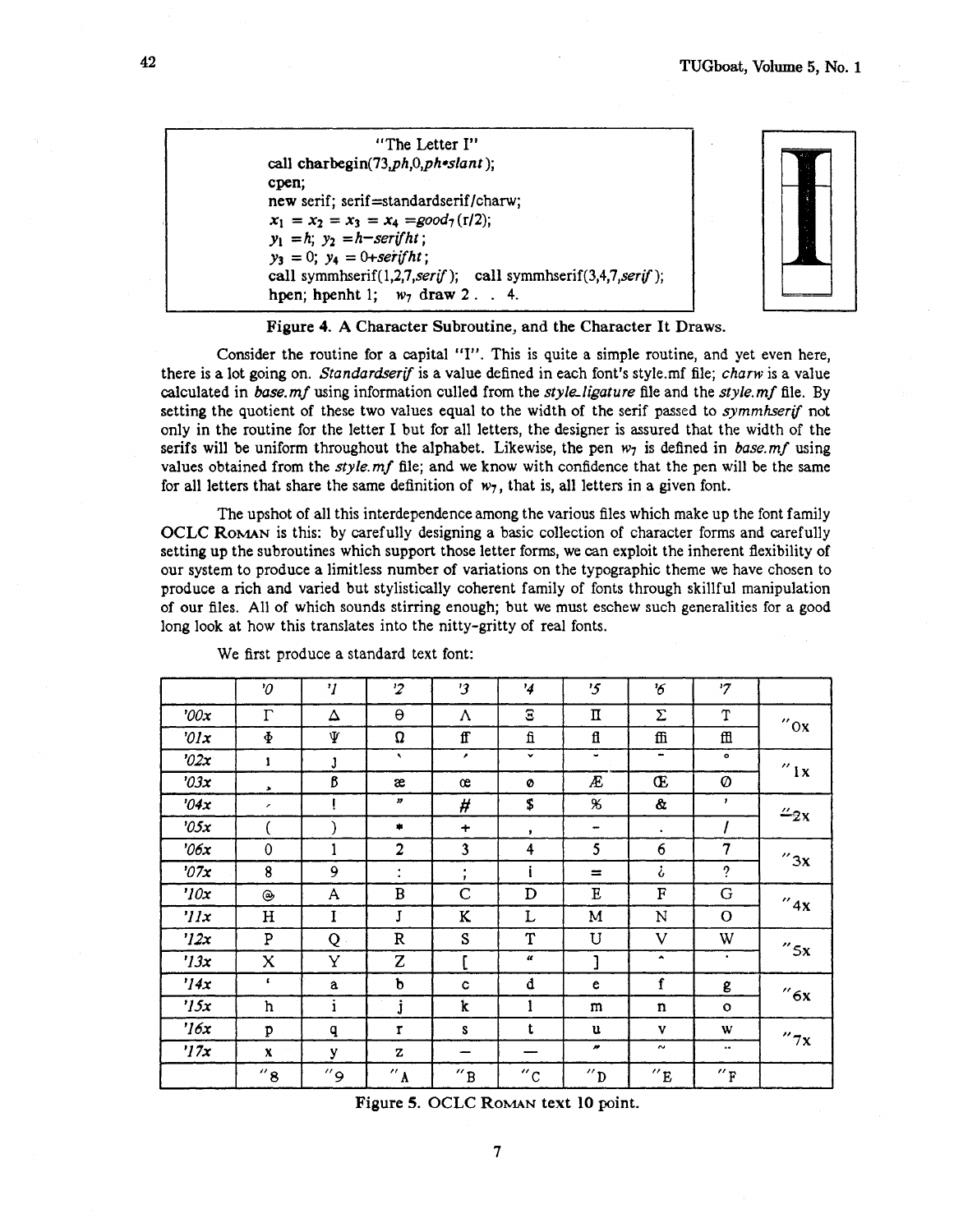```
"The Letter I"
call charbegin(73,ph,0,ph*slant);
cpen;
new serif; serif=standardserif/charw;
x1 = x2 = x3 = x4 =good7(r/2);
y1 =h; y2 =h-serifht;
y3 = 0; y4 = 0+serifht;
call symmhserif(1,2,7,serif);  call symmhserif(3,4,7,serif);
hpen; hpenht 1;  w7 draw 2 . . 4.
```

**Figure 4. A Character Subroutine, and the Character It Draws.**

Consider the routine for a capital "I". This is quite a simple routine, and yet even here, there is a lot going on. *Standardserif* is a value defined in each font's style.mf file; *charw* is a value calculated in *base.mf* using information culled from the *style_ligature* file and the *style.mf* file. By setting the quotient of these two values equal to the width of the serif passed to *symmhserif* not only in the routine for the letter I but for all letters, the designer is assured that the width of the serifs will be uniform throughout the alphabet. Likewise, the pen $w_7$ is defined in *base.mf* using values obtained from the *style.mf* file; and we know with confidence that the pen will be the same for all letters that share the same definition of $w_7$, that is, all letters in a given font.

The upshot of all this interdependence among the various files which make up the font family OCLC ROMAN is this: by carefully designing a basic collection of character forms and carefully setting up the subroutines which support those letter forms, we can exploit the inherent flexibility of our system to produce a limitless number of variations on the typographic theme we have chosen to produce a rich and varied but stylistically coherent family of fonts through skillful manipulation of our files. All of which sounds stirring enough; but we must eschew such generalities for a good long look at how this translates into the nitty-gritty of real fonts.

We first produce a standard text font:

| | '0 | '1 | '2 | '3 | '4 | '5 | '6 | '7 | |
|---|---|---|---|---|---|---|---|---|---|
| '00x | Γ | Δ | Θ | Λ | Ξ | Π | Σ | Υ | "0x |
| '01x | Φ | Ψ | Ω | ff | fi | fl | ffi | ffl | |
| '02x | ı | ȷ | ` | ´ | ˇ | ˘ | ¯ | ˚ | "1x |
| '03x | ¸ | ß | æ | œ | ø | Æ | Œ | Ø | |
| '04x | ‐ | ! | " | # | $ | % | & | ' | "2x |
| '05x | ( | ) | * | + | , | - | . | / | |
| '06x | 0 | 1 | 2 | 3 | 4 | 5 | 6 | 7 | "3x |
| '07x | 8 | 9 | : | ; | ¡ | = | ¿ | ? | |
| '10x | @ | A | B | C | D | E | F | G | "4x |
| '11x | H | I | J | K | L | M | N | O | |
| '12x | P | Q | R | S | T | U | V | W | "5x |
| '13x | X | Y | Z | [ | " | ] | ˆ | ˙ | |
| '14x | ' | a | b | c | d | e | f | g | "6x |
| '15x | h | i | j | k | l | m | n | o | |
| '16x | p | q | r | s | t | u | v | w | "7x |
| '17x | x | y | z | – | — | ˝ | ˜ | ¨ | |
| | "8 | "9 | "A | "B | "C | "D | "E | "F | |

**Figure 5. OCLC ROMAN text 10 point.**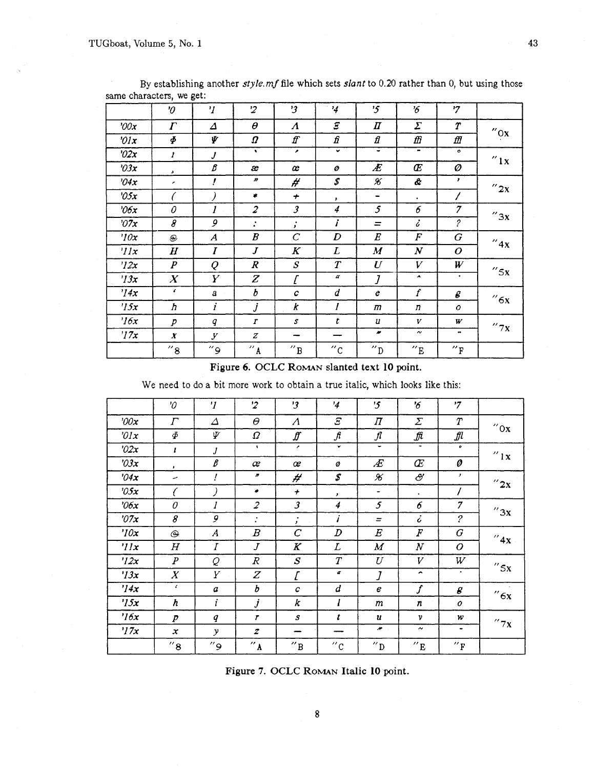By establishing another *style.mf* file which sets *slant* to 0.20 rather than 0, but using those same characters, we get:

| | '0 | '1 | '2 | '3 | '4 | '5 | '6 | '7 | |
|---|---|---|---|---|---|---|---|---|---|
| '00x | Γ | Δ | Θ | Λ | Ξ | Π | Σ | Υ | "0x |
| '01x | Φ | Ψ | Ω | ff | fi | fl | ffi | ffl | |
| '02x | ı | ȷ | ` | ´ | ˇ | ˘ | ¯ | ˚ | "1x |
| '03x | ¸ | ß | æ | œ | ø | Æ | Œ | Ø | |
| '04x | - | ! | " | # | $ | % | & | ' | "2x |
| '05x | ( | ) | * | + | , | - | . | / | |
| '06x | 0 | 1 | 2 | 3 | 4 | 5 | 6 | 7 | "3x |
| '07x | 8 | 9 | : | ; | ¡ | = | ¿ | ? | |
| '10x | @ | A | B | C | D | E | F | G | "4x |
| '11x | H | I | J | K | L | M | N | O | |
| '12x | P | Q | R | S | T | U | V | W | "5x |
| '13x | X | Y | Z | [ | " | ] | ^ | ˙ | |
| '14x | ' | a | b | c | d | e | f | g | "6x |
| '15x | h | i | j | k | l | m | n | o | |
| '16x | p | q | r | s | t | u | v | w | "7x |
| '17x | x | y | z | – | — | ˝ | ~ | ¨ | |
| | "8 | "9 | "A | "B | "C | "D | "E | "F | |

**Figure 6. OCLC ROMAN slanted text 10 point.**

We need to do a bit more work to obtain a true italic, which looks like this:

| | '0 | '1 | '2 | '3 | '4 | '5 | '6 | '7 | |
|---|---|---|---|---|---|---|---|---|---|
| '00x | Γ | Δ | Θ | Λ | Ξ | Π | Σ | Υ | "0x |
| '01x | Φ | Ψ | Ω | ff | fi | fl | ffi | ffl | |
| '02x | ı | ȷ | ` | ´ | ˇ | ˘ | ¯ | ˚ | "1x |
| '03x | ¸ | ß | æ | œ | ø | Æ | Œ | Ø | |
| '04x | - | ! | " | # | $ | % | & | ' | "2x |
| '05x | ( | ) | * | + | , | - | . | / | |
| '06x | 0 | 1 | 2 | 3 | 4 | 5 | 6 | 7 | "3x |
| '07x | 8 | 9 | : | ; | ¡ | = | ¿ | ? | |
| '10x | @ | A | B | C | D | E | F | G | "4x |
| '11x | H | I | J | K | L | M | N | O | |
| '12x | P | Q | R | S | T | U | V | W | "5x |
| '13x | X | Y | Z | [ | " | ] | ^ | ˙ | |
| '14x | ' | a | b | c | d | e | f | g | "6x |
| '15x | h | i | j | k | l | m | n | o | |
| '16x | p | q | r | s | t | u | v | w | "7x |
| '17x | x | y | z | – | — | ˝ | ~ | ¨ | |
| | "8 | "9 | "A | "B | "C | "D | "E | "F | |

**Figure 7. OCLC ROMAN Italic 10 point.**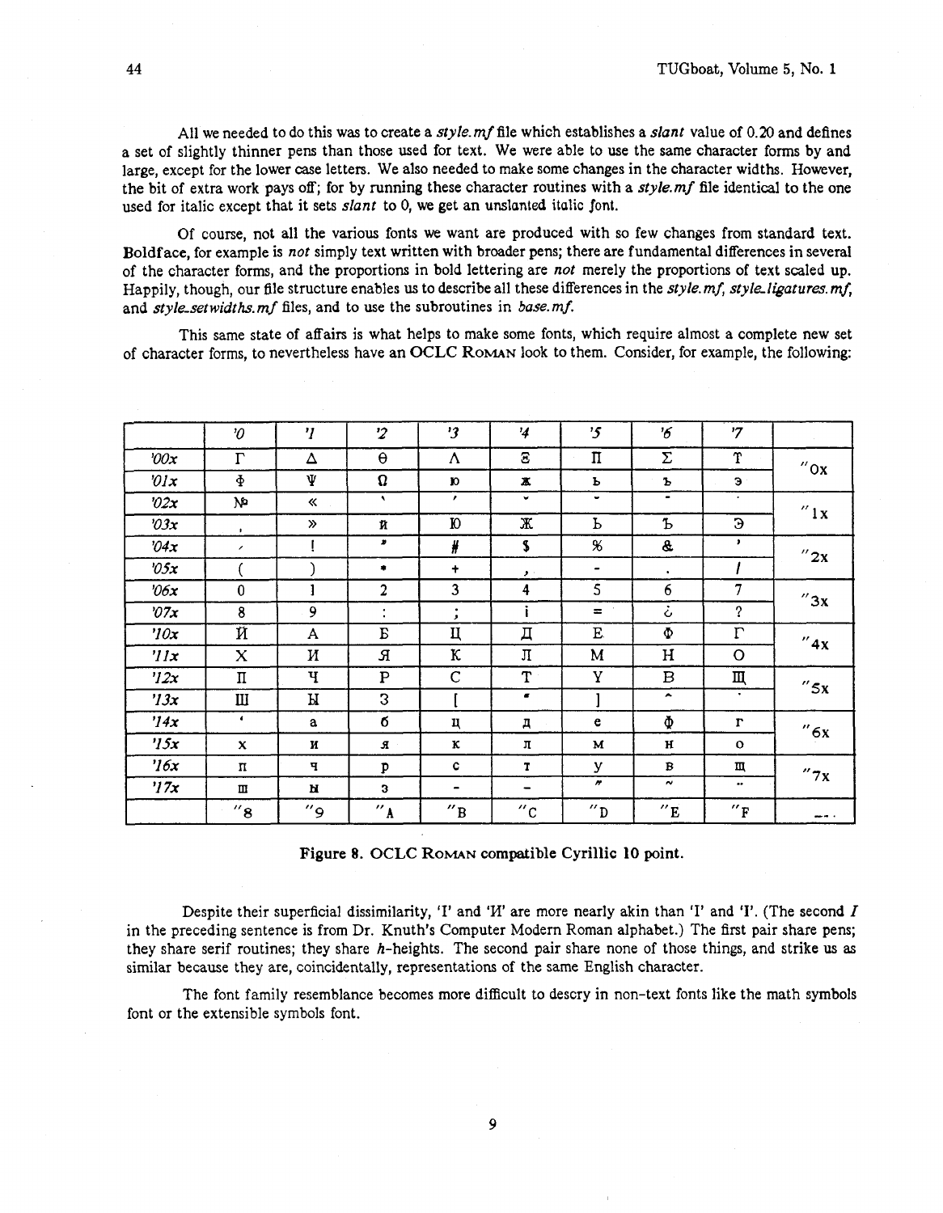All we needed to do this was to create a *style.mf* file which establishes a *slant* value of 0.20 and defines a set of slightly thinner pens than those used for text. We were able to use the same character forms by and large, except for the lower case letters. We also needed to make some changes in the character widths. However, the bit of extra work pays off; for by running these character routines with a *style.mf* file identical to the one used for italic except that it sets *slant* to 0, we get an unslanted italic font.

Of course, not all the various fonts we want are produced with so few changes from standard text. Boldface, for example is *not* simply text written with broader pens; there are fundamental differences in several of the character forms, and the proportions in bold lettering are *not* merely the proportions of text scaled up. Happily, though, our file structure enables us to describe all these differences in the *style.mf*, *style_ligatures.mf*, and *style_setwidths.mf* files, and to use the subroutines in *base.mf*.

This same state of affairs is what helps to make some fonts, which require almost a complete new set of character forms, to nevertheless have an OCLC ROMAN look to them. Consider, for example, the following:

| | '0 | '1 | '2 | '3 | '4 | '5 | '6 | '7 | |
|---|---|---|---|---|---|---|---|---|---|
| '00x | Γ | Δ | Θ | Λ | Ξ | Π | Σ | Υ | "0x |
| '01x | Φ | Ψ | Ω | ю | ж | ь | ъ | э | |
| '02x | № | « | ` | ' | ˇ | ˘ | ¯ | ˙ | "1x |
| '03x | ¸ | » | й | Ю | Ж | Ь | Ъ | Э | |
| '04x | ´ | ! | " | # | $ | % | & | ' | "2x |
| '05x | ( | ) | * | + | , | - | . | / | |
| '06x | 0 | 1 | 2 | 3 | 4 | 5 | 6 | 7 | "3x |
| '07x | 8 | 9 | : | ; | ¡ | = | ¿ | ? | |
| '10x | Й | А | Б | Ц | Д | Е | Ф | Г | "4x |
| '11x | Х | И | Я | К | Л | М | Н | О | |
| '12x | П | Ч | Р | С | Т | У | В | Щ | "5x |
| '13x | Ш | Ы | З | [ | " | ] | ^ | ˙ | |
| '14x | ' | а | б | ц | д | е | ф | г | "6x |
| '15x | х | и | я | к | л | м | н | о | |
| '16x | п | ч | р | с | т | у | в | щ | "7x |
| '17x | ш | ы | з | - | - | " | ~ | ¨ | |
| | "8 | "9 | "A | "B | "C | "D | "E | "F | |

**Figure 8. OCLC ROMAN compatible Cyrillic 10 point.**

Despite their superficial dissimilarity, 'I' and 'И' are more nearly akin than 'I' and 'I'. (The second *I* in the preceding sentence is from Dr. Knuth's Computer Modern Roman alphabet.) The first pair share pens; they share serif routines; they share *h*-heights. The second pair share none of those things, and strike us as similar because they are, coincidentally, representations of the same English character.

The font family resemblance becomes more difficult to descry in non-text fonts like the math symbols font or the extensible symbols font.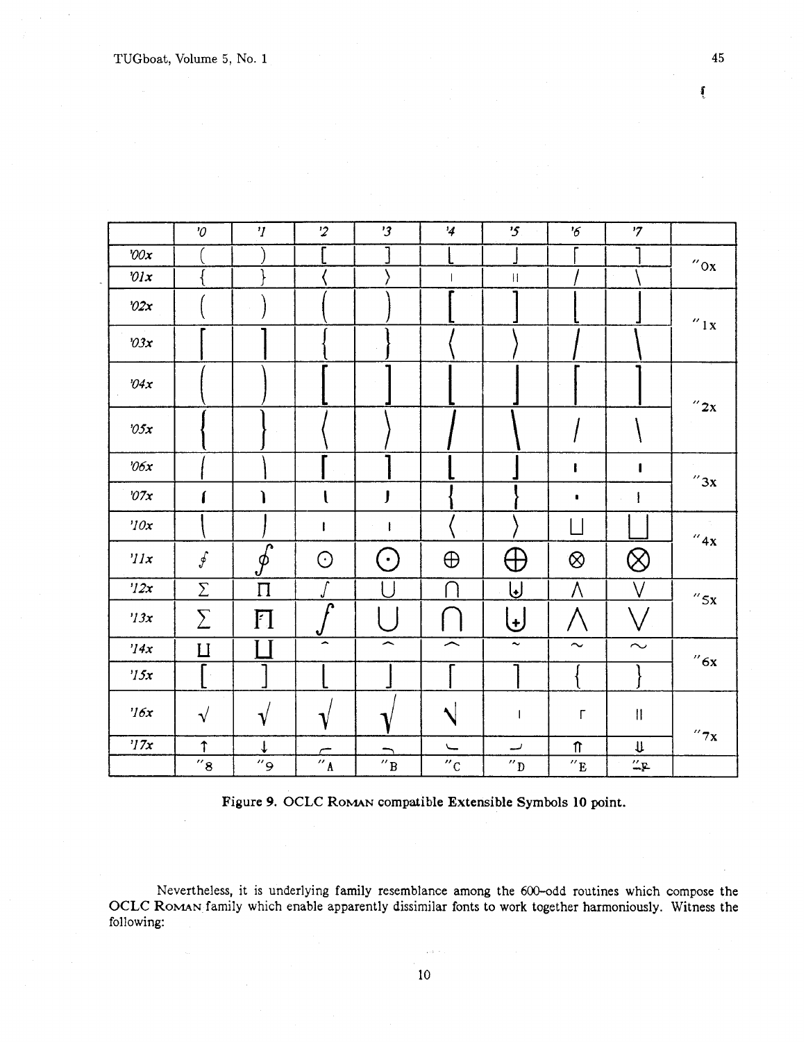| | '0 | '1 | '2 | '3 | '4 | '5 | '6 | '7 | |
|---|---|---|---|---|---|---|---|---|---|
| '00x | ( | ) | [ | ] | ⌊ | ⌋ | ⌈ | ⌉ | "0x |
| '01x | { | } | ⟨ | ⟩ | \| | ‖ | / | \ | |
| '02x | ( | ) | ( | ) | [ | ] | ⌊ | ⌋ | "1x |
| '03x | ⌈ | ⌉ | { | } | ⟨ | ⟩ | / | \ | |
| '04x | ( | ) | [ | ] | ⌊ | ⌋ | ⌈ | ⌉ | "2x |
| '05x | { | } | ⟨ | ⟩ | / | \ | / | \ | |
| '06x | ⎛ | ⎞ | ⎡ | ⎤ | ⎣ | ⎦ | ⎢ | ⎥ | "3x |
| '07x | ⎧ | ⎫ | ⎩ | ⎭ | ⎨ | ⎬ | ⎪ | ⎪ | |
| '10x | ⎝ | ⎠ | ⎜ | ⎟ | ⟨ | ⟩ | ⊔ | ⊔ | "4x |
| '11x | ∮ | ∮ | ⊙ | ⊙ | ⊕ | ⊕ | ⊗ | ⊗ | |
| '12x | Σ | Π | ∫ | ∪ | ∩ | ⊎ | ∧ | ∨ | "5x |
| '13x | Σ | Π | ∫ | ∪ | ∩ | ⊎ | ∧ | ∨ | |
| '14x | ∐ | ∐ | ^ | ^ | ^ | ~ | ~ | ~ | "6x |
| '15x | [ | ] | ⌊ | ⌋ | ⌈ | ⌉ | { | } | |
| '16x | √ | √ | √ | √ | √ | \| | ⌈ | ‖ | "7x |
| '17x | ↑ | ↓ | ⌜ | ⌝ | ⌞ | ⌟ | ⇑ | ⇓ | |
| | "8 | "9 | "A | "B | "C | "D | "E | "F | |

**Figure 9. OCLC Roman compatible Extensible Symbols 10 point.**

Nevertheless, it is underlying family resemblance among the 600–odd routines which compose the OCLC Roman family which enable apparently dissimilar fonts to work together harmoniously. Witness the following: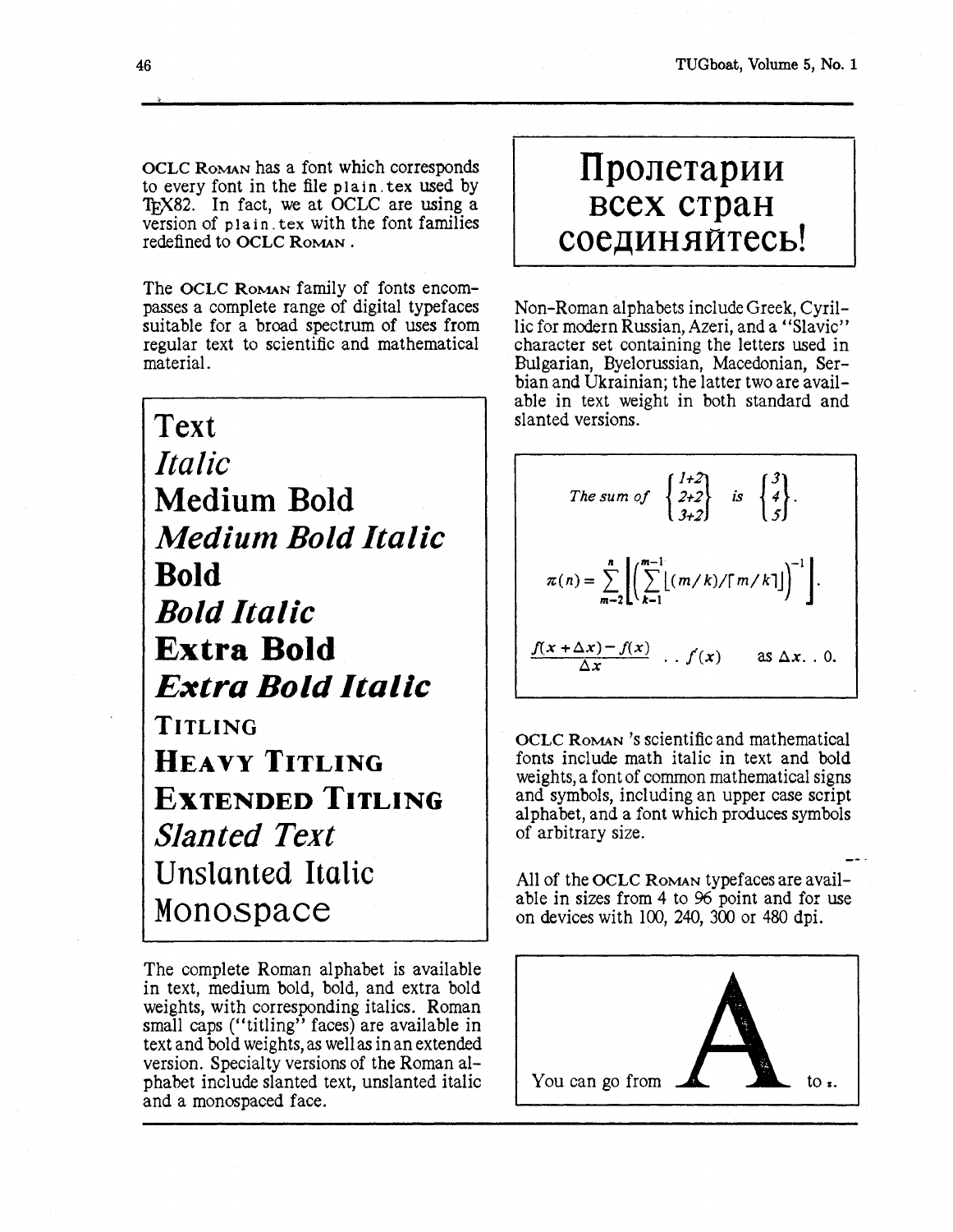OCLC ROMAN has a font which corresponds to every font in the file `plain.tex` used by TeX82. In fact, we at OCLC are using a version of `plain.tex` with the font families redefined to OCLC ROMAN.

The OCLC ROMAN family of fonts encompasses a complete range of digital typefaces suitable for a broad spectrum of uses from regular text to scientific and mathematical material.

Text
*Italic*
**Medium Bold**
***Medium Bold Italic***
**Bold**
***Bold Italic***
**Extra Bold**
***Extra Bold Italic***
TITLING
**HEAVY TITLING**
**EXTENDED TITLING**
*Slanted Text*
Unslanted Italic
`Monospace`

The complete Roman alphabet is available in text, medium bold, bold, and extra bold weights, with corresponding italics. Roman small caps ("titling" faces) are available in text and bold weights, as well as in an extended version. Specialty versions of the Roman alphabet include slanted text, unslanted italic and a monospaced face.

**Пролетарии всех стран соединяйтесь!**

Non-Roman alphabets include Greek, Cyrillic for modern Russian, Azeri, and a "Slavic" character set containing the letters used in Bulgarian, Byelorussian, Macedonian, Serbian and Ukrainian; the latter two are available in text weight in both standard and slanted versions.

$$\textit{The sum of} \quad \left\{\begin{matrix}1+2\\2+2\\3+2\end{matrix}\right\} \quad \textit{is} \quad \left\{\begin{matrix}3\\4\\5\end{matrix}\right\}.$$

$$\pi(n) = \sum_{m=2}^{n} \left[ \left( \sum_{k=1}^{m-1} \lfloor (m/k)/\lceil m/k \rceil \rfloor \right)^{-1} \right].$$

$$\frac{f(x+\Delta x) - f(x)}{\Delta x} \; . \; . \; f'(x) \qquad \text{as } \Delta x \; . \; . \; 0.$$

OCLC ROMAN 's scientific and mathematical fonts include math italic in text and bold weights, a font of common mathematical signs and symbols, including an upper case script alphabet, and a font which produces symbols of arbitrary size.

All of the OCLC ROMAN typefaces are available in sizes from 4 to 96 point and for use on devices with 100, 240, 300 or 480 dpi.

You can go from **A** to ᴢ.